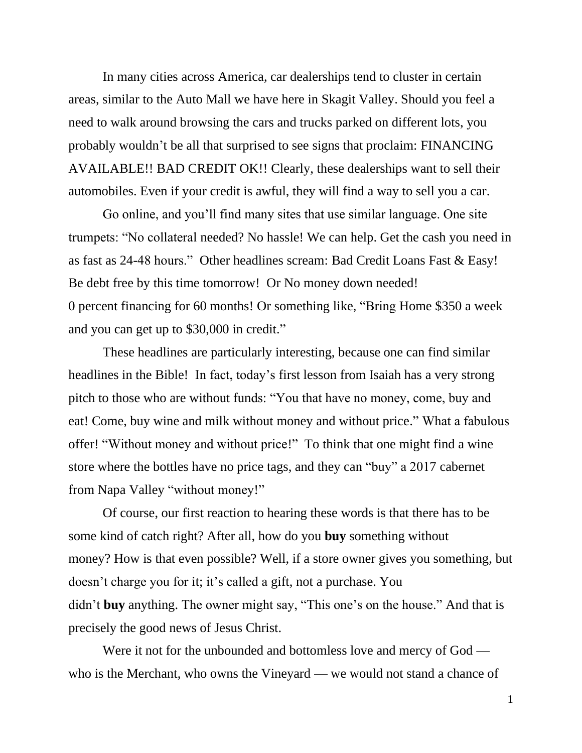In many cities across America, car dealerships tend to cluster in certain areas, similar to the Auto Mall we have here in Skagit Valley. Should you feel a need to walk around browsing the cars and trucks parked on different lots, you probably wouldn't be all that surprised to see signs that proclaim: FINANCING AVAILABLE!! BAD CREDIT OK!! Clearly, these dealerships want to sell their automobiles. Even if your credit is awful, they will find a way to sell you a car.

Go online, and you'll find many sites that use similar language. One site trumpets: "No collateral needed? No hassle! We can help. Get the cash you need in as fast as 24-48 hours." Other headlines scream: Bad Credit Loans Fast & Easy! Be debt free by this time tomorrow! Or No money down needed!
0 percent financing for 60 months! Or something like, "Bring Home $350 a week and you can get up to $30,000 in credit."

These headlines are particularly interesting, because one can find similar headlines in the Bible! In fact, today's first lesson from Isaiah has a very strong pitch to those who are without funds: "You that have no money, come, buy and eat! Come, buy wine and milk without money and without price." What a fabulous offer! "Without money and without price!" To think that one might find a wine store where the bottles have no price tags, and they can "buy" a 2017 cabernet from Napa Valley "without money!"

Of course, our first reaction to hearing these words is that there has to be some kind of catch right? After all, how do you **buy** something without money? How is that even possible? Well, if a store owner gives you something, but doesn't charge you for it; it's called a gift, not a purchase. You didn't **buy** anything. The owner might say, "This one's on the house." And that is precisely the good news of Jesus Christ.

Were it not for the unbounded and bottomless love and mercy of God — who is the Merchant, who owns the Vineyard — we would not stand a chance of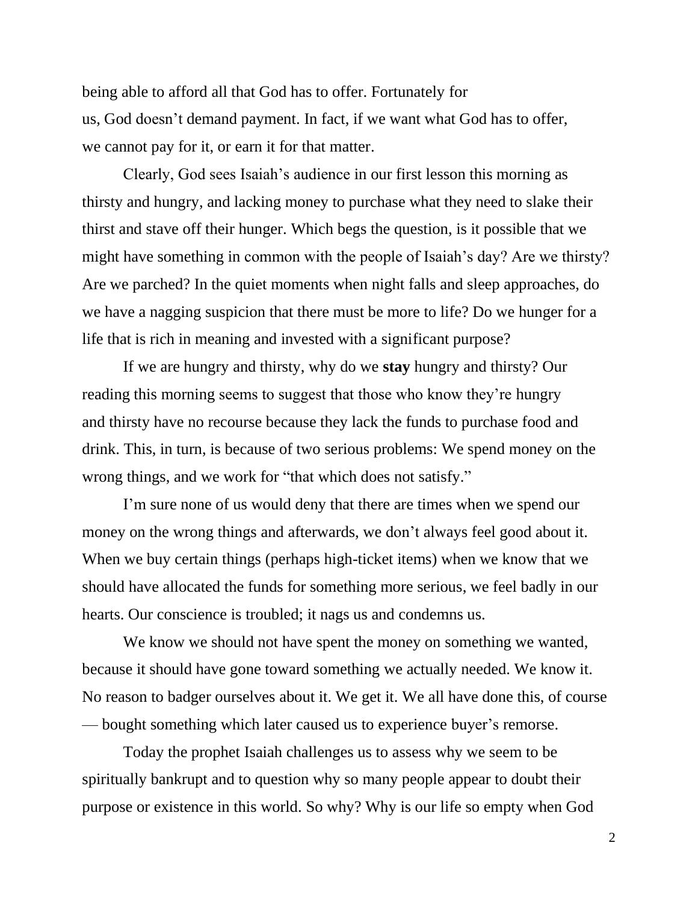being able to afford all that God has to offer. Fortunately for us, God doesn't demand payment. In fact, if we want what God has to offer, we cannot pay for it, or earn it for that matter.

Clearly, God sees Isaiah's audience in our first lesson this morning as thirsty and hungry, and lacking money to purchase what they need to slake their thirst and stave off their hunger. Which begs the question, is it possible that we might have something in common with the people of Isaiah's day? Are we thirsty? Are we parched? In the quiet moments when night falls and sleep approaches, do we have a nagging suspicion that there must be more to life? Do we hunger for a life that is rich in meaning and invested with a significant purpose?

If we are hungry and thirsty, why do we **stay** hungry and thirsty? Our reading this morning seems to suggest that those who know they're hungry and thirsty have no recourse because they lack the funds to purchase food and drink. This, in turn, is because of two serious problems: We spend money on the wrong things, and we work for "that which does not satisfy."

I'm sure none of us would deny that there are times when we spend our money on the wrong things and afterwards, we don't always feel good about it. When we buy certain things (perhaps high-ticket items) when we know that we should have allocated the funds for something more serious, we feel badly in our hearts. Our conscience is troubled; it nags us and condemns us.

We know we should not have spent the money on something we wanted, because it should have gone toward something we actually needed. We know it. No reason to badger ourselves about it. We get it. We all have done this, of course — bought something which later caused us to experience buyer's remorse.

Today the prophet Isaiah challenges us to assess why we seem to be spiritually bankrupt and to question why so many people appear to doubt their purpose or existence in this world. So why? Why is our life so empty when God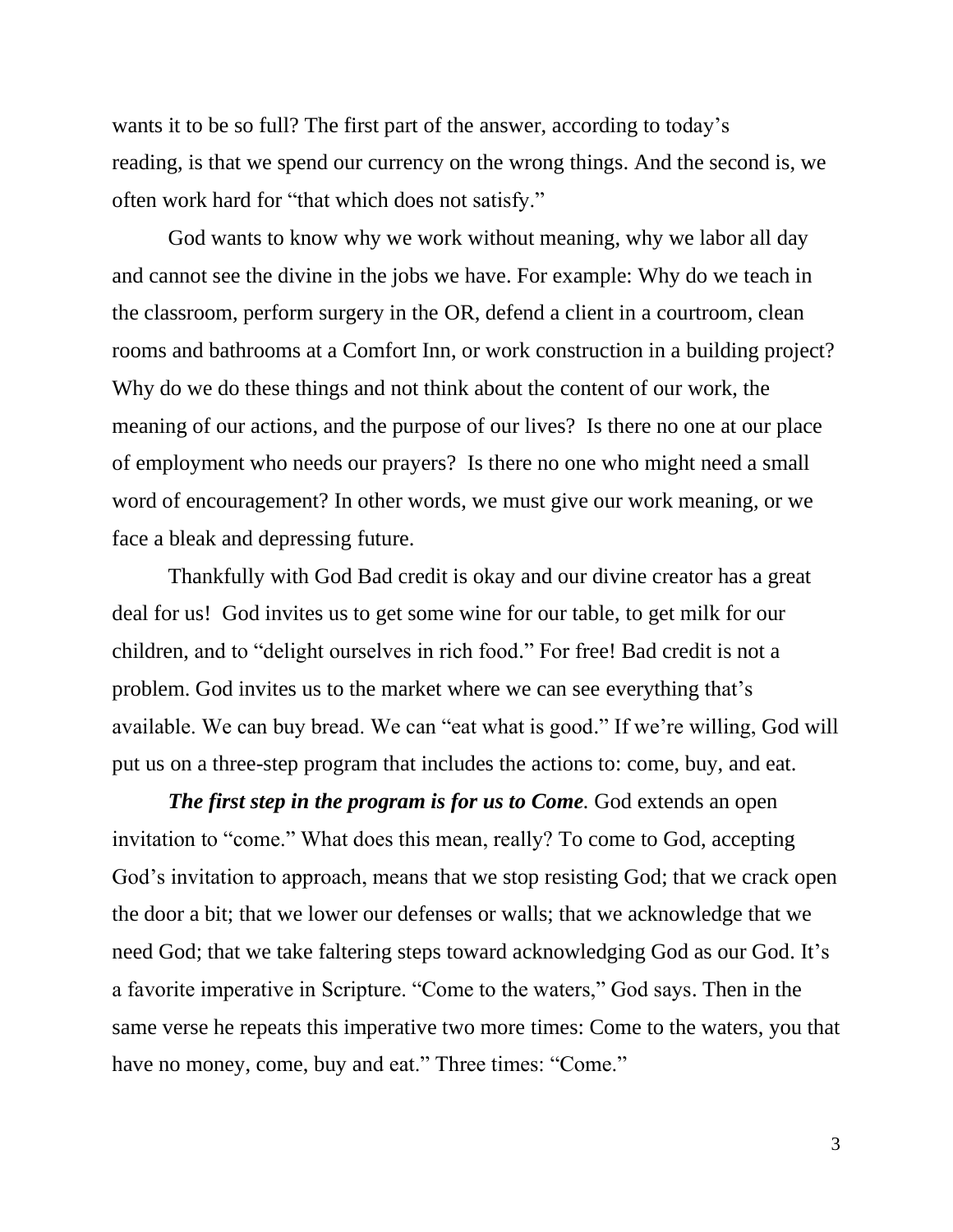wants it to be so full? The first part of the answer, according to today's reading, is that we spend our currency on the wrong things. And the second is, we often work hard for "that which does not satisfy."

God wants to know why we work without meaning, why we labor all day and cannot see the divine in the jobs we have. For example: Why do we teach in the classroom, perform surgery in the OR, defend a client in a courtroom, clean rooms and bathrooms at a Comfort Inn, or work construction in a building project? Why do we do these things and not think about the content of our work, the meaning of our actions, and the purpose of our lives? Is there no one at our place of employment who needs our prayers? Is there no one who might need a small word of encouragement? In other words, we must give our work meaning, or we face a bleak and depressing future.

Thankfully with God Bad credit is okay and our divine creator has a great deal for us! God invites us to get some wine for our table, to get milk for our children, and to "delight ourselves in rich food." For free! Bad credit is not a problem. God invites us to the market where we can see everything that's available. We can buy bread. We can "eat what is good." If we're willing, God will put us on a three-step program that includes the actions to: come, buy, and eat.

***The first step in the program is for us to Come.*** God extends an open invitation to "come." What does this mean, really? To come to God, accepting God's invitation to approach, means that we stop resisting God; that we crack open the door a bit; that we lower our defenses or walls; that we acknowledge that we need God; that we take faltering steps toward acknowledging God as our God. It's a favorite imperative in Scripture. "Come to the waters," God says. Then in the same verse he repeats this imperative two more times: Come to the waters, you that have no money, come, buy and eat." Three times: "Come."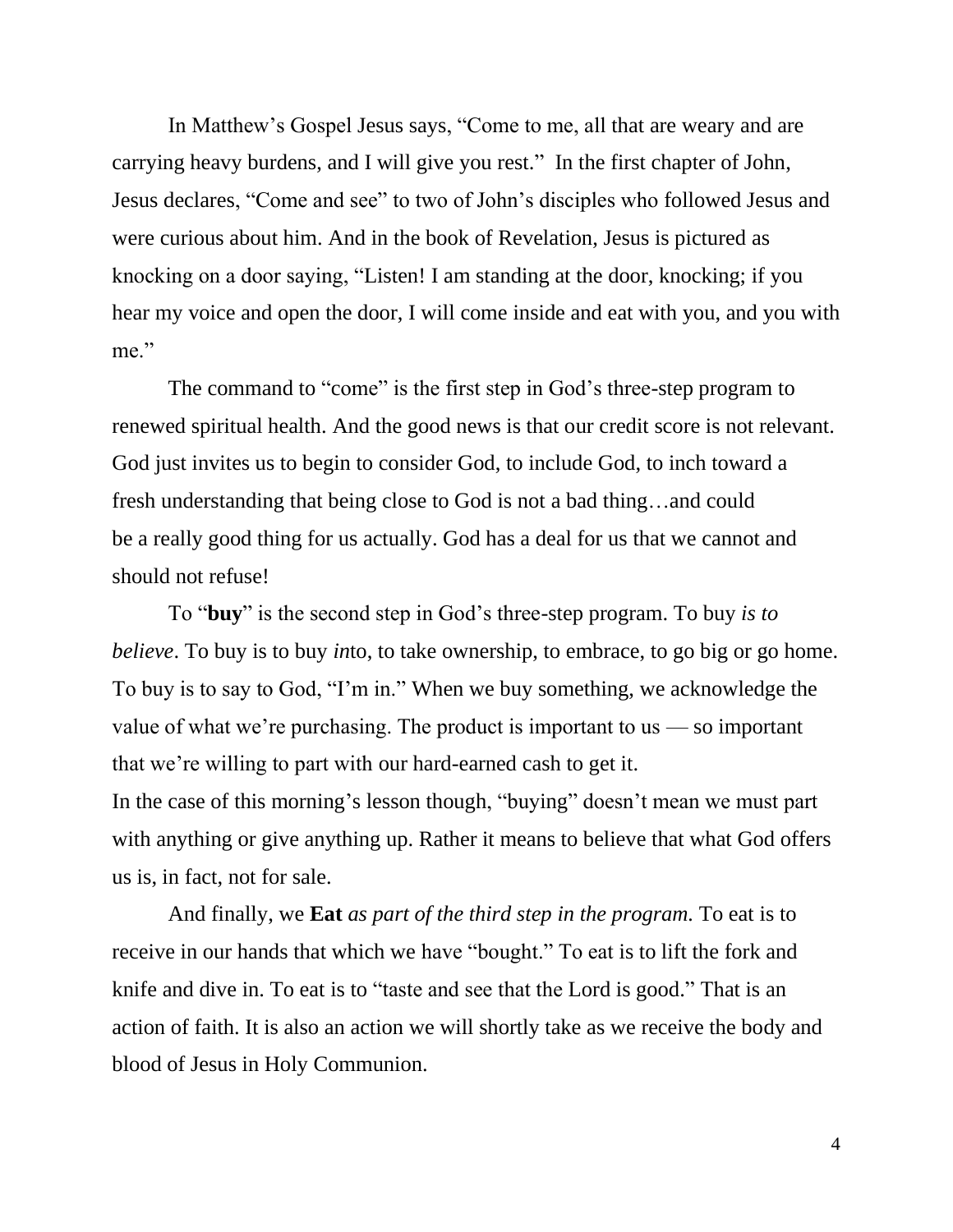In Matthew's Gospel Jesus says, "Come to me, all that are weary and are carrying heavy burdens, and I will give you rest." In the first chapter of John, Jesus declares, "Come and see" to two of John's disciples who followed Jesus and were curious about him. And in the book of Revelation, Jesus is pictured as knocking on a door saying, "Listen! I am standing at the door, knocking; if you hear my voice and open the door, I will come inside and eat with you, and you with me."

The command to "come" is the first step in God's three-step program to renewed spiritual health. And the good news is that our credit score is not relevant. God just invites us to begin to consider God, to include God, to inch toward a fresh understanding that being close to God is not a bad thing…and could be a really good thing for us actually. God has a deal for us that we cannot and should not refuse!

To "**buy**" is the second step in God's three-step program. To buy *is to believe*. To buy is to buy *in*to, to take ownership, to embrace, to go big or go home. To buy is to say to God, "I'm in." When we buy something, we acknowledge the value of what we're purchasing. The product is important to us — so important that we're willing to part with our hard-earned cash to get it.

In the case of this morning's lesson though, "buying" doesn't mean we must part with anything or give anything up. Rather it means to believe that what God offers us is, in fact, not for sale.

And finally, we **Eat** *as part of the third step in the program.* To eat is to receive in our hands that which we have "bought." To eat is to lift the fork and knife and dive in. To eat is to "taste and see that the Lord is good." That is an action of faith. It is also an action we will shortly take as we receive the body and blood of Jesus in Holy Communion.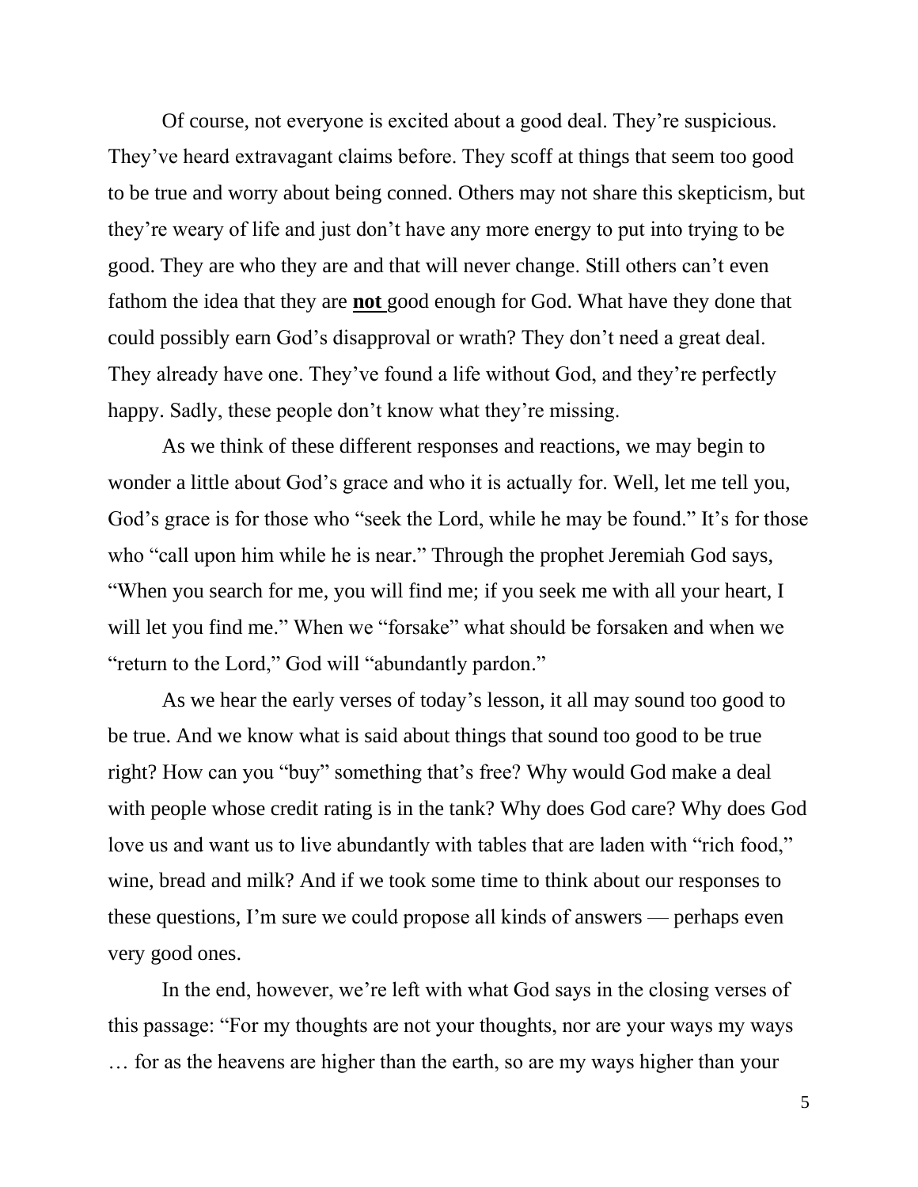Of course, not everyone is excited about a good deal. They're suspicious. They've heard extravagant claims before. They scoff at things that seem too good to be true and worry about being conned. Others may not share this skepticism, but they're weary of life and just don't have any more energy to put into trying to be good. They are who they are and that will never change. Still others can't even fathom the idea that they are **not** good enough for God. What have they done that could possibly earn God's disapproval or wrath? They don't need a great deal. They already have one. They've found a life without God, and they're perfectly happy. Sadly, these people don't know what they're missing.

As we think of these different responses and reactions, we may begin to wonder a little about God's grace and who it is actually for. Well, let me tell you, God's grace is for those who "seek the Lord, while he may be found." It's for those who "call upon him while he is near." Through the prophet Jeremiah God says, "When you search for me, you will find me; if you seek me with all your heart, I will let you find me." When we "forsake" what should be forsaken and when we "return to the Lord," God will "abundantly pardon."

As we hear the early verses of today's lesson, it all may sound too good to be true. And we know what is said about things that sound too good to be true right? How can you "buy" something that's free? Why would God make a deal with people whose credit rating is in the tank? Why does God care? Why does God love us and want us to live abundantly with tables that are laden with "rich food," wine, bread and milk? And if we took some time to think about our responses to these questions, I'm sure we could propose all kinds of answers — perhaps even very good ones.

In the end, however, we're left with what God says in the closing verses of this passage: "For my thoughts are not your thoughts, nor are your ways my ways … for as the heavens are higher than the earth, so are my ways higher than your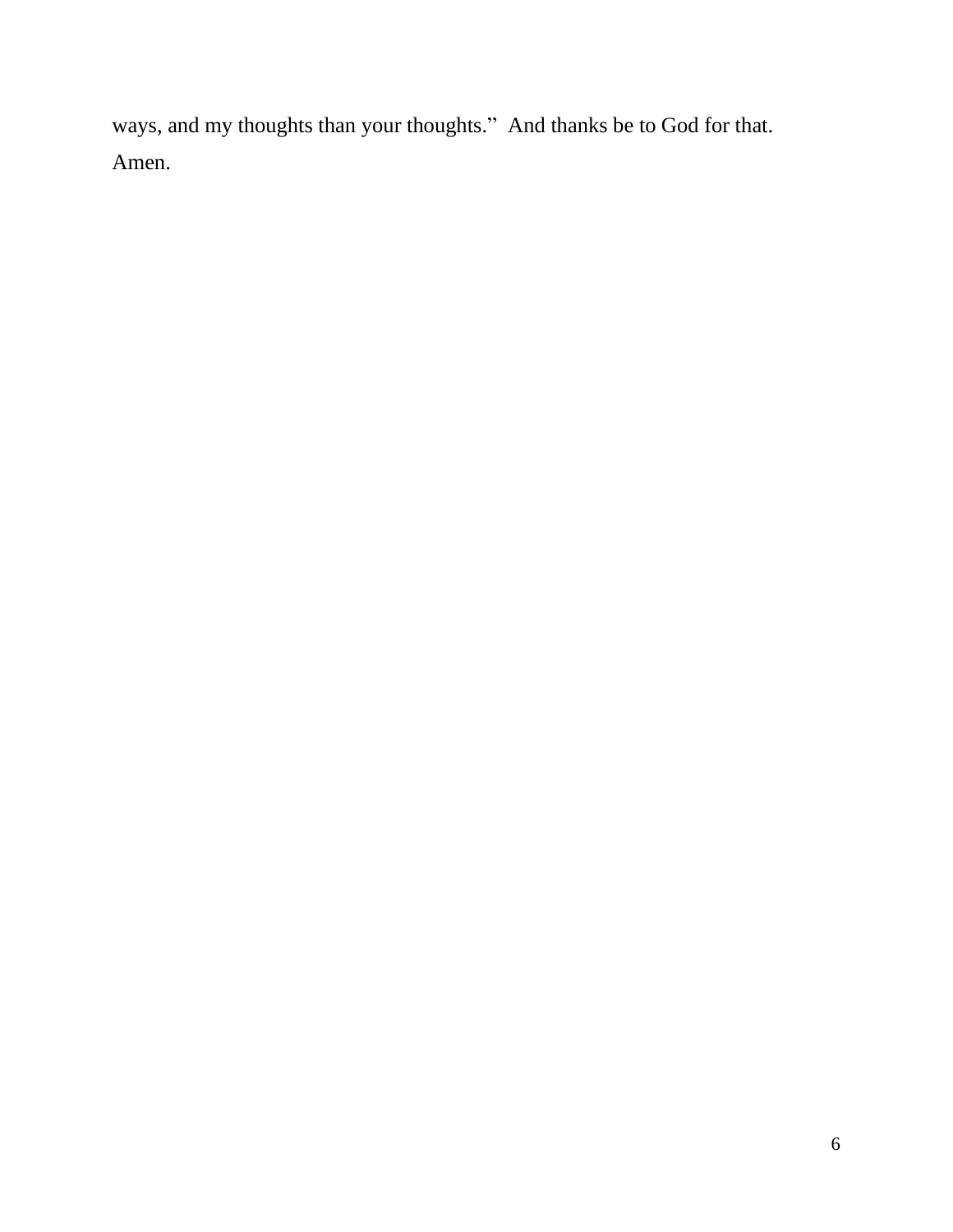ways, and my thoughts than your thoughts." And thanks be to God for that.

Amen.